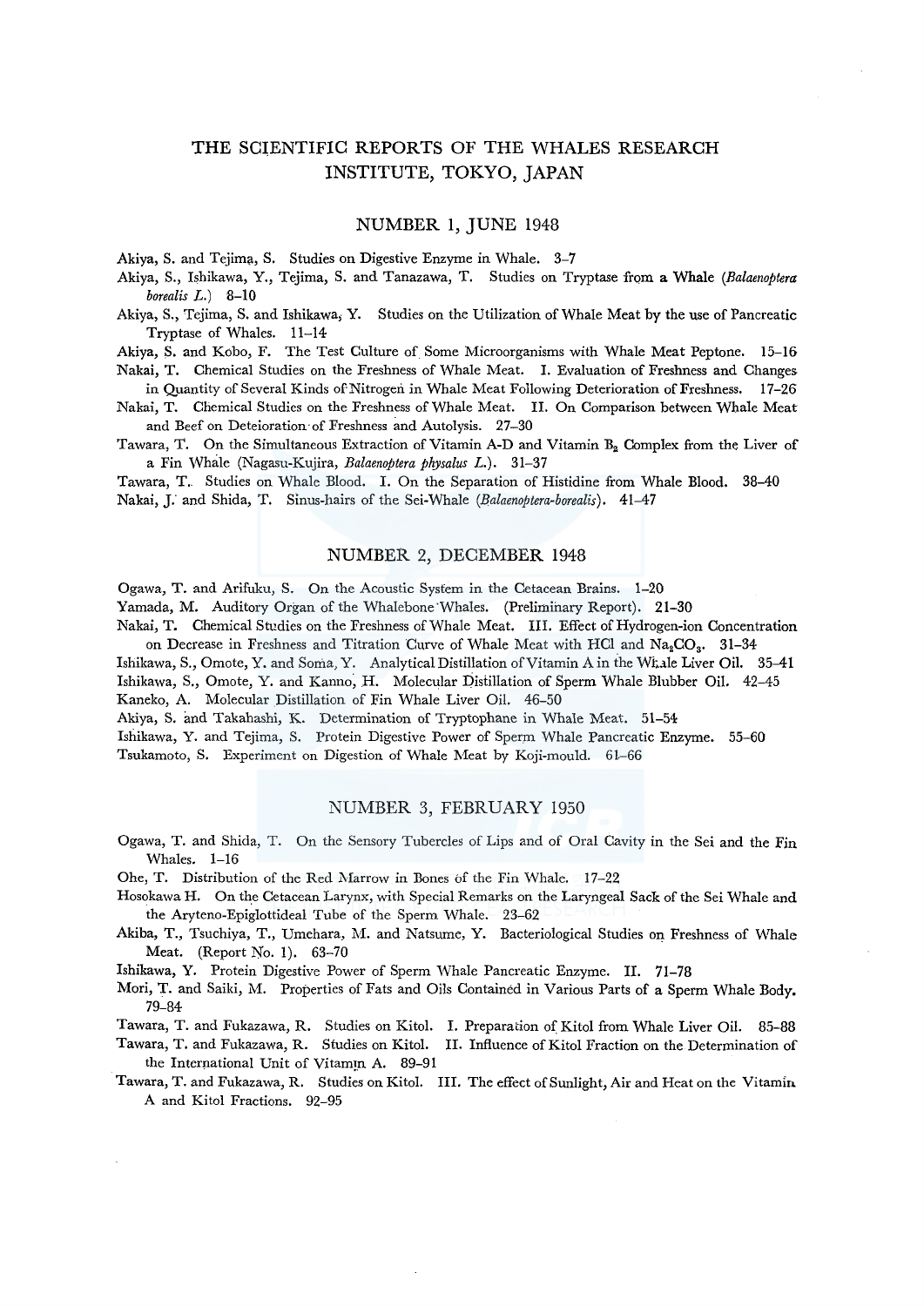# THE SCIENTIFIC REPORTS OF THE WHALES RESEARCH INSTITUTE, TOKYO, JAPAN

## NUMBER 1, JUNE 1948

Akiya, S. and Tejima, S. Studies on Digestive Enzyme in Whale. 3–7

Akiya, S., Ishikawa, Y., Tejima, S. and Tanazawa, T. Studies on Tryptase from a Whale (*Balaenoptera borealis L.*) 8–10

Akiya, S., Tejima, S. and Ishikawa, Y. Studies on the Utilization of Whale Meat by the use of Pancreatic Tryptase of Whales. 11–14

Akiya, S. and Kobo, F. The Test Culture of Some Microorganisms with Whale Meat Peptone. 15–16

Nakai, T. Chemical Studies on the Freshness of Whale Meat. I. Evaluation of Freshness and Changes in Quantity of Several Kinds of Nitrogen in Whale Meat Following Deterioration of Freshness. 17–26

Nakai, T. Chemical Studies on the Freshness of Whale Meat. II. On Comparison between Whale Meat and Beef on Deteioration of Freshness and Autolysis. 27–30

Tawara, T. On the Simultaneous Extraction of Vitamin A-D and Vitamin $B_2$ Complex from the Liver of a Fin Whale (Nagasu-Kujira, *Balaenoptera physalus L.*). 31–37

Tawara, T. Studies on Whale Blood. I. On the Separation of Histidine from Whale Blood. 38–40

Nakai, J. and Shida, T. Sinus-hairs of the Sei-Whale (*Balaenoptera-borealis*). 41–47

## NUMBER 2, DECEMBER 1948

Ogawa, T. and Arifuku, S. On the Acoustic System in the Cetacean Brains. 1–20

Yamada, M. Auditory Organ of the Whalebone Whales. (Preliminary Report). 21–30

Nakai, T. Chemical Studies on the Freshness of Whale Meat. III. Effect of Hydrogen-ion Concentration on Decrease in Freshness and Titration Curve of Whale Meat with HCl and $Na_2CO_3$. 31–34

Ishikawa, S., Omote, Y. and Soma, Y. Analytical Distillation of Vitamin A in the Whale Liver Oil. 35–41

Ishikawa, S., Omote, Y. and Kanno, H. Molecular Distillation of Sperm Whale Blubber Oil. 42–45

Kaneko, A. Molecular Distillation of Fin Whale Liver Oil. 46–50

Akiya, S. and Takahashi, K. Determination of Tryptophane in Whale Meat. 51–54

Ishikawa, Y. and Tejima, S. Protein Digestive Power of Sperm Whale Pancreatic Enzyme. 55–60

Tsukamoto, S. Experiment on Digestion of Whale Meat by Koji-mould. 61–66

## NUMBER 3, FEBRUARY 1950

Ogawa, T. and Shida, T. On the Sensory Tubercles of Lips and of Oral Cavity in the Sei and the Fin Whales. 1–16

Ohe, T. Distribution of the Red Marrow in Bones of the Fin Whale. 17–22

Hosokawa H. On the Cetacean Larynx, with Special Remarks on the Laryngeal Sack of the Sei Whale and the Aryteno-Epiglottideal Tube of the Sperm Whale. 23–62

Akiba, T., Tsuchiya, T., Umehara, M. and Natsume, Y. Bacteriological Studies on Freshness of Whale Meat. (Report No. 1). 63–70

Ishikawa, Y. Protein Digestive Power of Sperm Whale Pancreatic Enzyme. II. 71–78

Mori, T. and Saiki, M. Properties of Fats and Oils Contained in Various Parts of a Sperm Whale Body. 79–84

Tawara, T. and Fukazawa, R. Studies on Kitol. I. Preparation of Kitol from Whale Liver Oil. 85–88

Tawara, T. and Fukazawa, R. Studies on Kitol. II. Influence of Kitol Fraction on the Determination of the International Unit of Vitamin A. 89–91

Tawara, T. and Fukazawa, R. Studies on Kitol. III. The effect of Sunlight, Air and Heat on the Vitamin A and Kitol Fractions. 92–95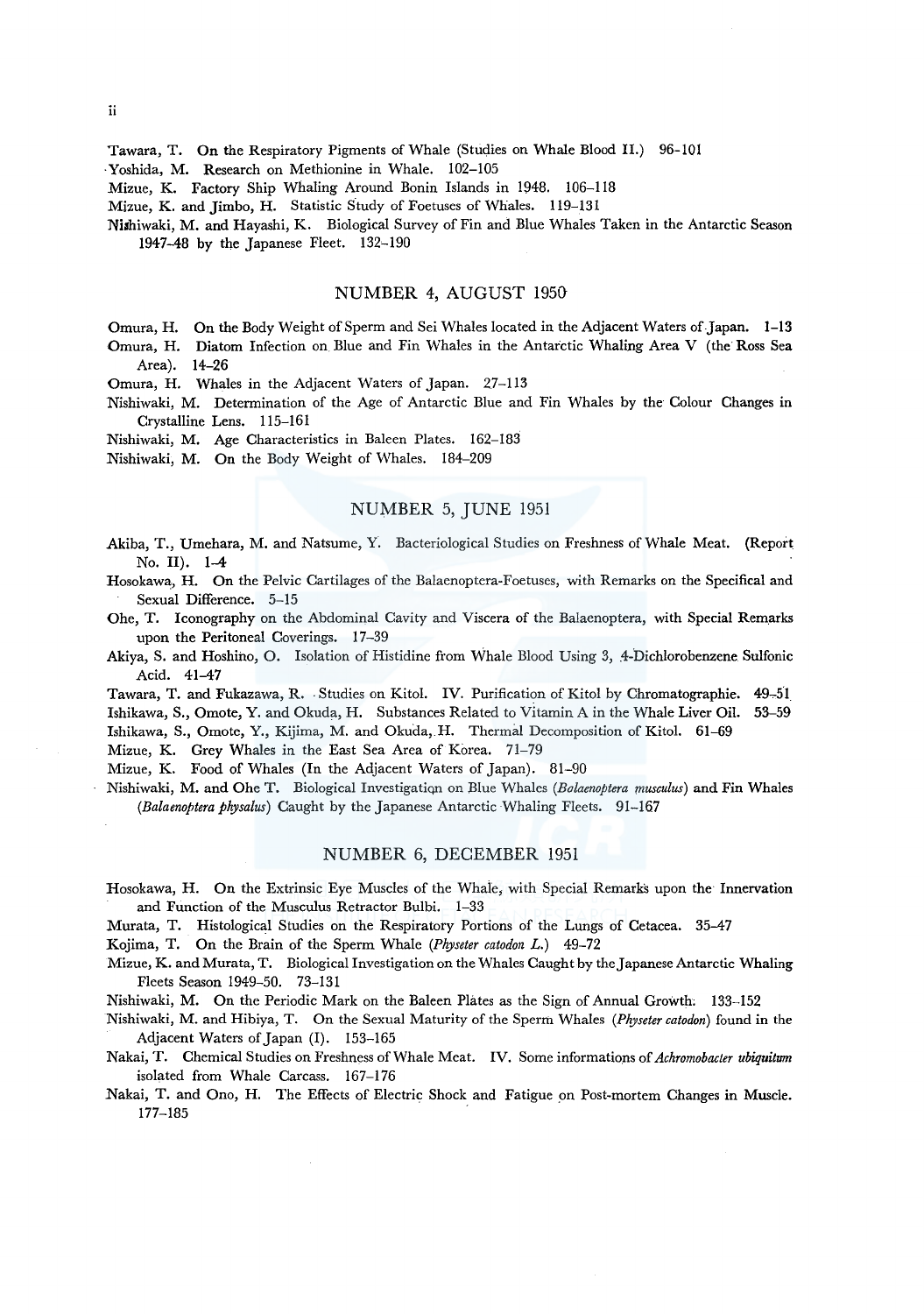Tawara, T. On the Respiratory Pigments of Whale (Studies on Whale Blood II.) 96-101

Yoshida, M. Research on Methionine in Whale. 102–105

Mizue, K. Factory Ship Whaling Around Bonin Islands in 1948. 106–118

Mizue, K. and Jimbo, H. Statistic Study of Foetuses of Whales. 119–131

Nishiwaki, M. and Hayashi, K. Biological Survey of Fin and Blue Whales Taken in the Antarctic Season 1947–48 by the Japanese Fleet. 132–190

## NUMBER 4, AUGUST 1950

Omura, H. On the Body Weight of Sperm and Sei Whales located in the Adjacent Waters of Japan. 1–13

Omura, H. Diatom Infection on Blue and Fin Whales in the Antarctic Whaling Area V (the Ross Sea Area). 14–26

Omura, H. Whales in the Adjacent Waters of Japan. 27–113

Nishiwaki, M. Determination of the Age of Antarctic Blue and Fin Whales by the Colour Changes in Crystalline Lens. 115–161

Nishiwaki, M. Age Characteristics in Baleen Plates. 162–183

Nishiwaki, M. On the Body Weight of Whales. 184–209

## NUMBER 5, JUNE 1951

Akiba, T., Umehara, M. and Natsume, Y. Bacteriological Studies on Freshness of Whale Meat. (Report No. II). 1–4

Hosokawa, H. On the Pelvic Cartilages of the Balaenoptera-Foetuses, with Remarks on the Specifical and Sexual Difference. 5–15

Ohe, T. Iconography on the Abdominal Cavity and Viscera of the Balaenoptera, with Special Remarks upon the Peritoneal Coverings. 17–39

Akiya, S. and Hoshino, O. Isolation of Histidine from Whale Blood Using 3, 4-Dichlorobenzene Sulfonic Acid. 41–47

Tawara, T. and Fukazawa, R. Studies on Kitol. IV. Purification of Kitol by Chromatographie. 49–51

Ishikawa, S., Omote, Y. and Okuda, H. Substances Related to Vitamin A in the Whale Liver Oil. 53–59

Ishikawa, S., Omote, Y., Kijima, M. and Okuda, H. Thermal Decomposition of Kitol. 61–69

Mizue, K. Grey Whales in the East Sea Area of Korea. 71–79

Mizue, K. Food of Whales (In the Adjacent Waters of Japan). 81–90

Nishiwaki, M. and Ohe T. Biological Investigation on Blue Whales (*Bolaenoptera musculus*) and Fin Whales (*Balaenoptera physalus*) Caught by the Japanese Antarctic Whaling Fleets. 91–167

## NUMBER 6, DECEMBER 1951

Hosokawa, H. On the Extrinsic Eye Muscles of the Whale, with Special Remarks upon the Innervation and Function of the Musculus Retractor Bulbi. 1–33

Murata, T. Histological Studies on the Respiratory Portions of the Lungs of Cetacea. 35–47

Kojima, T. On the Brain of the Sperm Whale (*Physeter catodon L.*) 49–72

Mizue, K. and Murata, T. Biological Investigation on the Whales Caught by the Japanese Antarctic Whaling Fleets Season 1949–50. 73–131

Nishiwaki, M. On the Periodic Mark on the Baleen Plates as the Sign of Annual Growth. 133–152

Nishiwaki, M. and Hibiya, T. On the Sexual Maturity of the Sperm Whales (*Physeter catodon*) found in the Adjacent Waters of Japan (I). 153–165

Nakai, T. Chemical Studies on Freshness of Whale Meat. IV. Some informations of *Achromobacter ubiquitum* isolated from Whale Carcass. 167–176

Nakai, T. and Ono, H. The Effects of Electric Shock and Fatigue on Post-mortem Changes in Muscle. 177–185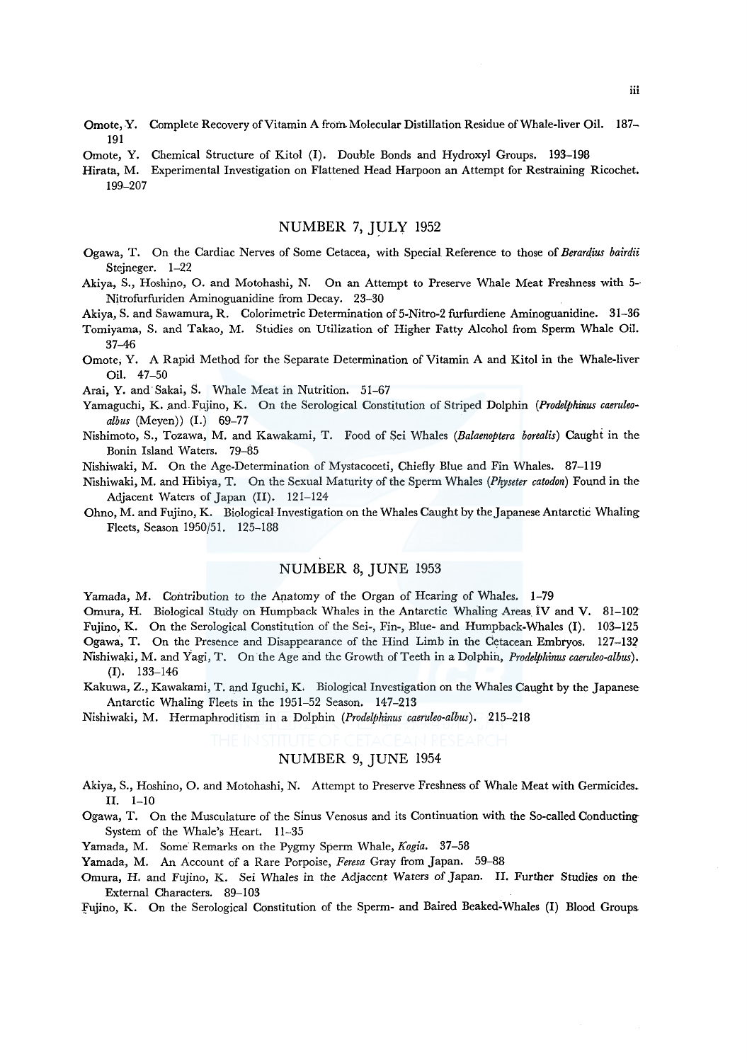Omote, Y. Complete Recovery of Vitamin A from Molecular Distillation Residue of Whale-liver Oil. 187–191

Omote, Y. Chemical Structure of Kitol (I). Double Bonds and Hydroxyl Groups. 193–198

Hirata, M. Experimental Investigation on Flattened Head Harpoon an Attempt for Restraining Ricochet. 199–207

## NUMBER 7, JULY 1952

Ogawa, T. On the Cardiac Nerves of Some Cetacea, with Special Reference to those of *Berardius bairdii* Stejneger. 1–22

Akiya, S., Hoshino, O. and Motohashi, N. On an Attempt to Preserve Whale Meat Freshness with 5-Nitrofurfuriden Aminoguanidine from Decay. 23–30

Akiya, S. and Sawamura, R. Colorimetric Determination of 5-Nitro-2 furfurdiene Aminoguanidine. 31–36

Tomiyama, S. and Takao, M. Studies on Utilization of Higher Fatty Alcohol from Sperm Whale Oil. 37–46

Omote, Y. A Rapid Method for the Separate Determination of Vitamin A and Kitol in the Whale-liver Oil. 47–50

Arai, Y. and Sakai, S. Whale Meat in Nutrition. 51–67

Yamaguchi, K. and Fujino, K. On the Serological Constitution of Striped Dolphin (*Prodelphinus caeruleo-albus* (Meyen)) (I.) 69–77

Nishimoto, S., Tozawa, M. and Kawakami, T. Food of Sei Whales (*Balaenoptera borealis*) Caught in the Bonin Island Waters. 79–85

Nishiwaki, M. On the Age-Determination of Mystacoceti, Chiefly Blue and Fin Whales. 87–119

Nishiwaki, M. and Hibiya, T. On the Sexual Maturity of the Sperm Whales (*Physeter catodon*) Found in the Adjacent Waters of Japan (II). 121–124

Ohno, M. and Fujino, K. Biological Investigation on the Whales Caught by the Japanese Antarctic Whaling Fleets, Season 1950/51. 125–188

## NUMBER 8, JUNE 1953

Yamada, M. Contribution to the Anatomy of the Organ of Hearing of Whales. 1–79

Omura, H. Biological Study on Humpback Whales in the Antarctic Whaling Areas IV and V. 81–102

Fujino, K. On the Serological Constitution of the Sei-, Fin-, Blue- and Humpback-Whales (I). 103–125

Ogawa, T. On the Presence and Disappearance of the Hind Limb in the Cetacean Embryos. 127–132

Nishiwaki, M. and Yagi, T. On the Age and the Growth of Teeth in a Dolphin, *Prodelphinus caeruleo-albus*). (I). 133–146

Kakuwa, Z., Kawakami, T. and Iguchi, K. Biological Investigation on the Whales Caught by the Japanese Antarctic Whaling Fleets in the 1951–52 Season. 147–213

Nishiwaki, M. Hermaphroditism in a Dolphin (*Prodelphinus caeruleo-albus*). 215–218

## NUMBER 9, JUNE 1954

Akiya, S., Hoshino, O. and Motohashi, N. Attempt to Preserve Freshness of Whale Meat with Germicides. II. 1–10

Ogawa, T. On the Musculature of the Sinus Venosus and its Continuation with the So-called Conducting System of the Whale's Heart. 11–35

Yamada, M. Some Remarks on the Pygmy Sperm Whale, *Kogia*. 37–58

Yamada, M. An Account of a Rare Porpoise, *Feresa* Gray from Japan. 59–88

Omura, H. and Fujino, K. Sei Whales in the Adjacent Waters of Japan. II. Further Studies on the External Characters. 89–103

Fujino, K. On the Serological Constitution of the Sperm- and Baired Beaked-Whales (I) Blood Groups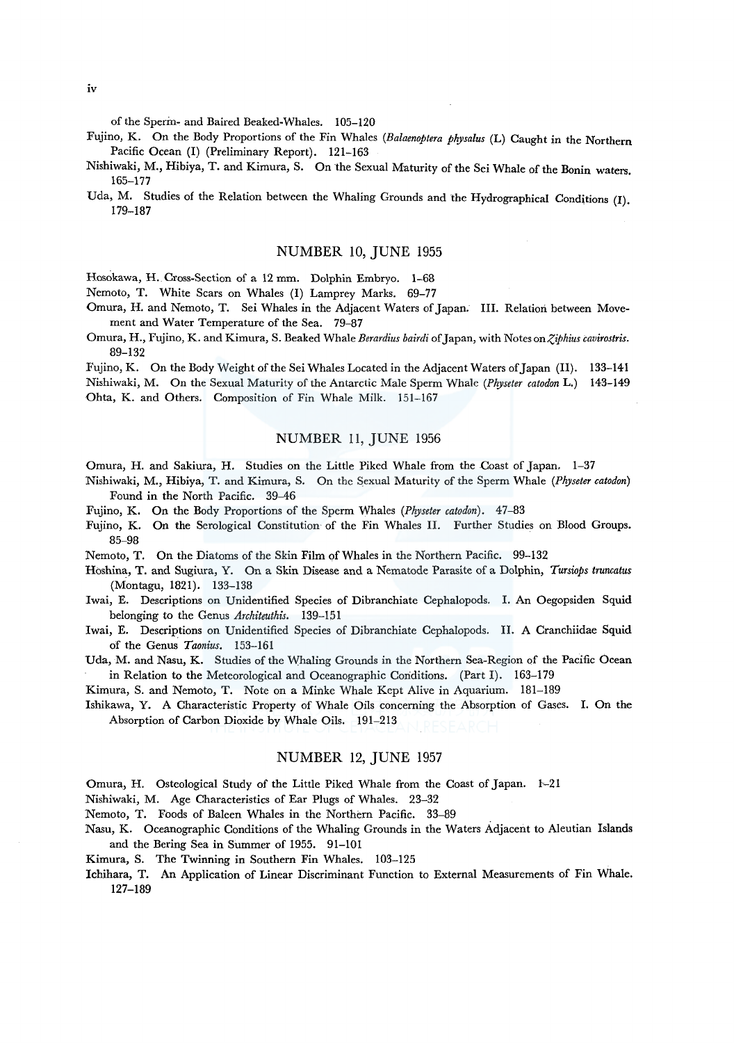of the Sperm- and Baired Beaked-Whales. 105–120

Fujino, K. On the Body Proportions of the Fin Whales (*Balaenoptera physalus* (L) Caught in the Northern Pacific Ocean (I) (Preliminary Report). 121–163

Nishiwaki, M., Hibiya, T. and Kimura, S. On the Sexual Maturity of the Sei Whale of the Bonin waters. 165–177

Uda, M. Studies of the Relation between the Whaling Grounds and the Hydrographical Conditions (I). 179–187

## NUMBER 10, JUNE 1955

Hosokawa, H. Cross-Section of a 12 mm. Dolphin Embryo. 1–68

Nemoto, T. White Scars on Whales (I) Lamprey Marks. 69–77

Omura, H. and Nemoto, T. Sei Whales in the Adjacent Waters of Japan. III. Relation between Movement and Water Temperature of the Sea. 79–87

Omura, H., Fujino, K. and Kimura, S. Beaked Whale *Berardius bairdi* of Japan, with Notes on *Ziphius cavirostris*. 89–132

Fujino, K. On the Body Weight of the Sei Whales Located in the Adjacent Waters of Japan (II). 133–141

Nishiwaki, M. On the Sexual Maturity of the Antarctic Male Sperm Whale (*Physeter catodon* L.) 143–149

Ohta, K. and Others. Composition of Fin Whale Milk. 151–167

## NUMBER 11, JUNE 1956

Omura, H. and Sakiura, H. Studies on the Little Piked Whale from the Coast of Japan. 1–37

Nishiwaki, M., Hibiya, T. and Kimura, S. On the Sexual Maturity of the Sperm Whale (*Physeter catodon*) Found in the North Pacific. 39–46

Fujino, K. On the Body Proportions of the Sperm Whales (*Physeter catodon*). 47–83

Fujino, K. On the Serological Constitution of the Fin Whales II. Further Studies on Blood Groups. 85–98

Nemoto, T. On the Diatoms of the Skin Film of Whales in the Northern Pacific. 99–132

Hoshina, T. and Sugiura, Y. On a Skin Disease and a Nematode Parasite of a Dolphin, *Tursiops truncatus* (Montagu, 1821). 133–138

Iwai, E. Descriptions on Unidentified Species of Dibranchiate Cephalopods. I. An Oegopsiden Squid belonging to the Genus *Architeuthis*. 139–151

Iwai, E. Descriptions on Unidentified Species of Dibranchiate Cephalopods. II. A Cranchiidae Squid of the Genus *Taonius*. 153–161

Uda, M. and Nasu, K. Studies of the Whaling Grounds in the Northern Sea-Region of the Pacific Ocean in Relation to the Meteorological and Oceanographic Conditions. (Part I). 163–179

Kimura, S. and Nemoto, T. Note on a Minke Whale Kept Alive in Aquarium. 181–189

Ishikawa, Y. A Characteristic Property of Whale Oils concerning the Absorption of Gases. I. On the Absorption of Carbon Dioxide by Whale Oils. 191–213

## NUMBER 12, JUNE 1957

Omura, H. Osteological Study of the Little Piked Whale from the Coast of Japan. 1–21

Nishiwaki, M. Age Characteristics of Ear Plugs of Whales. 23–32

Nemoto, T. Foods of Baleen Whales in the Northern Pacific. 33–89

Nasu, K. Oceanographic Conditions of the Whaling Grounds in the Waters Adjacent to Aleutian Islands and the Bering Sea in Summer of 1955. 91–101

Kimura, S. The Twinning in Southern Fin Whales. 103–125

Ichihara, T. An Application of Linear Discriminant Function to External Measurements of Fin Whale. 127–189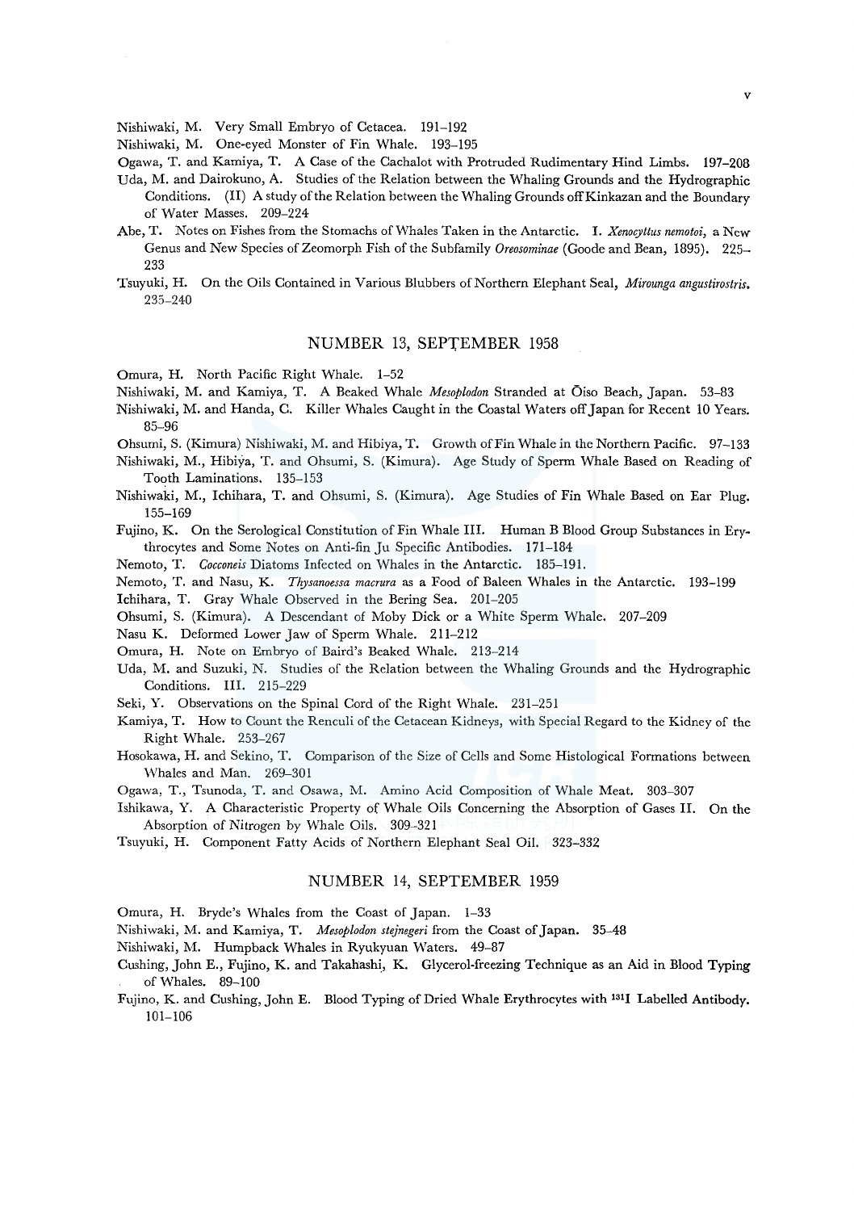Nishiwaki, M. Very Small Embryo of Cetacea. 191–192

Nishiwaki, M. One-eyed Monster of Fin Whale. 193–195

Ogawa, T. and Kamiya, T. A Case of the Cachalot with Protruded Rudimentary Hind Limbs. 197–208

Uda, M. and Dairokuno, A. Studies of the Relation between the Whaling Grounds and the Hydrographic Conditions. (II) A study of the Relation between the Whaling Grounds off Kinkazan and the Boundary of Water Masses. 209–224

Abe, T. Notes on Fishes from the Stomachs of Whales Taken in the Antarctic. I. *Xenocyttus nemotoi*, a New Genus and New Species of Zeomorph Fish of the Subfamily *Oreosominae* (Goode and Bean, 1895). 225–233

Tsuyuki, H. On the Oils Contained in Various Blubbers of Northern Elephant Seal, *Mirounga angustirostris*. 235–240

## NUMBER 13, SEPTEMBER 1958

Omura, H. North Pacific Right Whale. 1–52

Nishiwaki, M. and Kamiya, T. A Beaked Whale *Mesoplodon* Stranded at Ōiso Beach, Japan. 53–83

Nishiwaki, M. and Handa, C. Killer Whales Caught in the Coastal Waters off Japan for Recent 10 Years. 85–96

Ohsumi, S. (Kimura) Nishiwaki, M. and Hibiya, T. Growth of Fin Whale in the Northern Pacific. 97–133

Nishiwaki, M., Hibiya, T. and Ohsumi, S. (Kimura). Age Study of Sperm Whale Based on Reading of Tooth Laminations. 135–153

Nishiwaki, M., Ichihara, T. and Ohsumi, S. (Kimura). Age Studies of Fin Whale Based on Ear Plug. 155–169

Fujino, K. On the Serological Constitution of Fin Whale III. Human B Blood Group Substances in Erythrocytes and Some Notes on Anti-fin Ju Specific Antibodies. 171–184

Nemoto, T. *Cocconeis* Diatoms Infected on Whales in the Antarctic. 185–191.

Nemoto, T. and Nasu, K. *Thysanoessa macrura* as a Food of Baleen Whales in the Antarctic. 193–199

Ichihara, T. Gray Whale Observed in the Bering Sea. 201–205

Ohsumi, S. (Kimura). A Descendant of Moby Dick or a White Sperm Whale. 207–209

Nasu K. Deformed Lower Jaw of Sperm Whale. 211–212

Omura, H. Note on Embryo of Baird's Beaked Whale. 213–214

Uda, M. and Suzuki, N. Studies of the Relation between the Whaling Grounds and the Hydrographic Conditions. III. 215–229

Seki, Y. Observations on the Spinal Cord of the Right Whale. 231–251

Kamiya, T. How to Count the Renculi of the Cetacean Kidneys, with Special Regard to the Kidney of the Right Whale. 253–267

Hosokawa, H. and Sekino, T. Comparison of the Size of Cells and Some Histological Formations between Whales and Man. 269–301

Ogawa, T., Tsunoda, T. and Osawa, M. Amino Acid Composition of Whale Meat. 303–307

Ishikawa, Y. A Characteristic Property of Whale Oils Concerning the Absorption of Gases II. On the Absorption of Nitrogen by Whale Oils. 309–321

Tsuyuki, H. Component Fatty Acids of Northern Elephant Seal Oil. 323–332

## NUMBER 14, SEPTEMBER 1959

Omura, H. Bryde's Whales from the Coast of Japan. 1–33

Nishiwaki, M. and Kamiya, T. *Mesoplodon stejnegeri* from the Coast of Japan. 35–48

Nishiwaki, M. Humpback Whales in Ryukyuan Waters. 49–87

Cushing, John E., Fujino, K. and Takahashi, K. Glycerol-freezing Technique as an Aid in Blood Typing of Whales. 89–100

Fujino, K. and Cushing, John E. Blood Typing of Dried Whale Erythrocytes with $^{131}$I Labelled Antibody. 101–106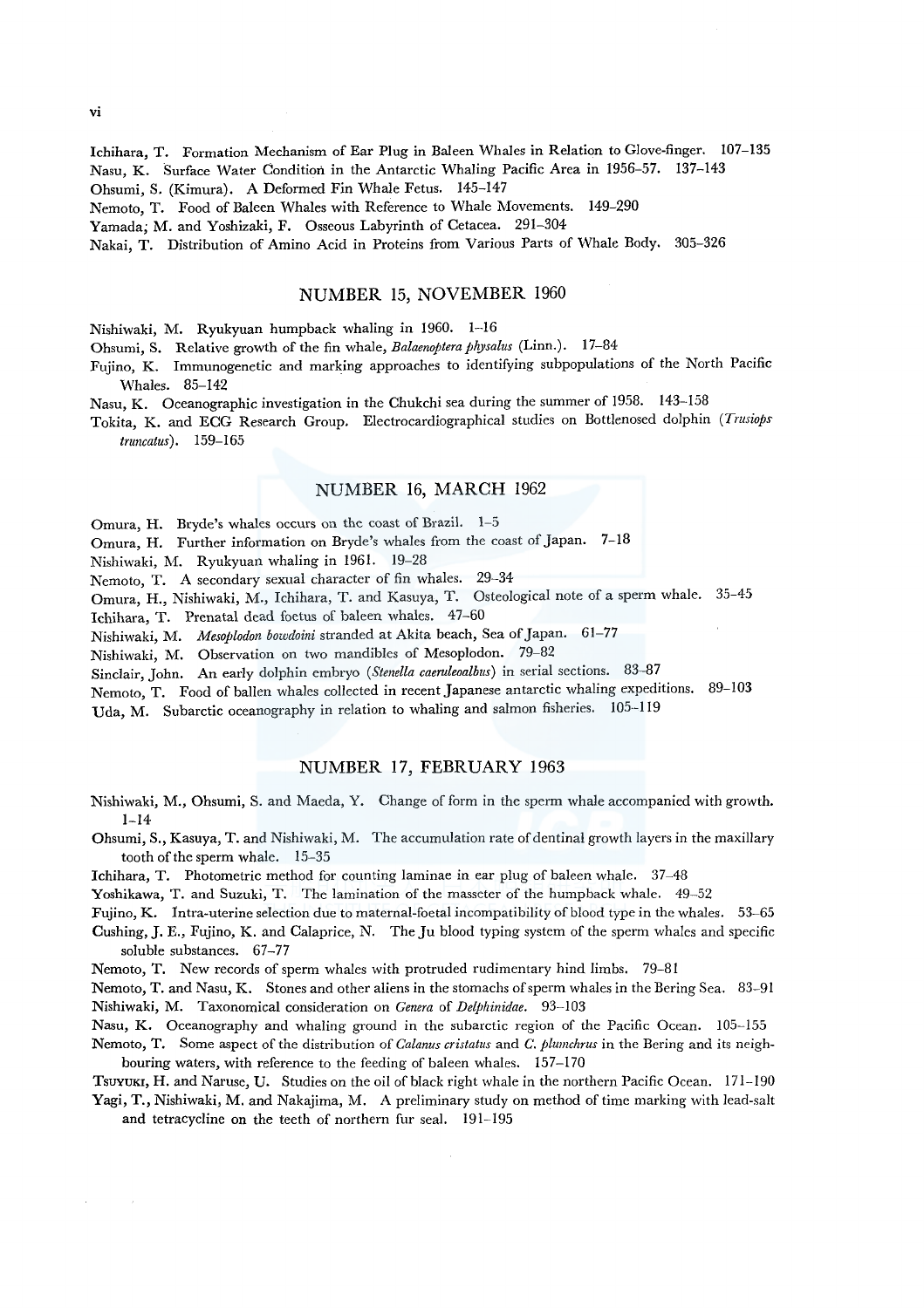Ichihara, T. Formation Mechanism of Ear Plug in Baleen Whales in Relation to Glove-finger. 107–135

Nasu, K. Surface Water Condition in the Antarctic Whaling Pacific Area in 1956–57. 137–143

Ohsumi, S. (Kimura). A Deformed Fin Whale Fetus. 145–147

Nemoto, T. Food of Baleen Whales with Reference to Whale Movements. 149–290

Yamada, M. and Yoshizaki, F. Osseous Labyrinth of Cetacea. 291–304

Nakai, T. Distribution of Amino Acid in Proteins from Various Parts of Whale Body. 305–326

## NUMBER 15, NOVEMBER 1960

Nishiwaki, M. Ryukyuan humpback whaling in 1960. 1–16

Ohsumi, S. Relative growth of the fin whale, *Balaenoptera physalus* (Linn.). 17–84

Fujino, K. Immunogenetic and marking approaches to identifying subpopulations of the North Pacific Whales. 85–142

Nasu, K. Oceanographic investigation in the Chukchi sea during the summer of 1958. 143–158

Tokita, K. and ECG Research Group. Electrocardiographical studies on Bottlenosed dolphin (*Trusiops truncatus*). 159–165

## NUMBER 16, MARCH 1962

Omura, H. Bryde's whales occurs on the coast of Brazil. 1–5

Omura, H. Further information on Bryde's whales from the coast of Japan. 7–18

Nishiwaki, M. Ryukyuan whaling in 1961. 19–28

Nemoto, T. A secondary sexual character of fin whales. 29–34

Omura, H., Nishiwaki, M., Ichihara, T. and Kasuya, T. Osteological note of a sperm whale. 35–45

Ichihara, T. Prenatal dead foetus of baleen whales. 47–60

Nishiwaki, M. *Mesoplodon bowdoini* stranded at Akita beach, Sea of Japan. 61–77

Nishiwaki, M. Observation on two mandibles of Mesoplodon. 79–82

Sinclair, John. An early dolphin embryo (*Stenella caeruleoalbus*) in serial sections. 83–87

Nemoto, T. Food of ballen whales collected in recent Japanese antarctic whaling expeditions. 89–103

Uda, M. Subarctic oceanography in relation to whaling and salmon fisheries. 105–119

## NUMBER 17, FEBRUARY 1963

Nishiwaki, M., Ohsumi, S. and Maeda, Y. Change of form in the sperm whale accompanied with growth. 1–14

Ohsumi, S., Kasuya, T. and Nishiwaki, M. The accumulation rate of dentinal growth layers in the maxillary tooth of the sperm whale. 15–35

Ichihara, T. Photometric method for counting laminae in ear plug of baleen whale. 37–48

Yoshikawa, T. and Suzuki, T. The lamination of the masseter of the humpback whale. 49–52

Fujino, K. Intra-uterine selection due to maternal-foetal incompatibility of blood type in the whales. 53–65

Cushing, J. E., Fujino, K. and Calaprice, N. The Ju blood typing system of the sperm whales and specific soluble substances. 67–77

Nemoto, T. New records of sperm whales with protruded rudimentary hind limbs. 79–81

Nemoto, T. and Nasu, K. Stones and other aliens in the stomachs of sperm whales in the Bering Sea. 83–91

Nishiwaki, M. Taxonomical consideration on *Genera* of *Delphinidae*. 93–103

Nasu, K. Oceanography and whaling ground in the subarctic region of the Pacific Ocean. 105–155

Nemoto, T. Some aspect of the distribution of *Calanus cristatus* and *C. plumchrus* in the Bering and its neighbouring waters, with reference to the feeding of baleen whales. 157–170

Tsuyuki, H. and Naruse, U. Studies on the oil of black right whale in the northern Pacific Ocean. 171–190

Yagi, T., Nishiwaki, M. and Nakajima, M. A preliminary study on method of time marking with lead-salt and tetracycline on the teeth of northern fur seal. 191–195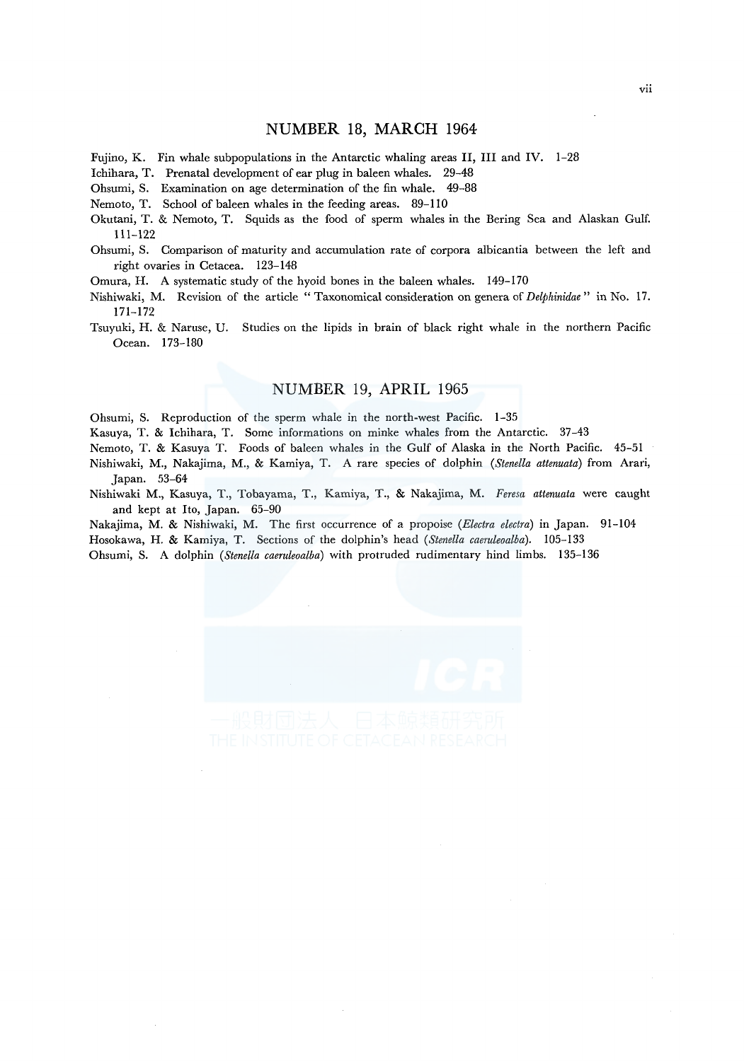## NUMBER 18, MARCH 1964

Fujino, K. Fin whale subpopulations in the Antarctic whaling areas II, III and IV. 1–28

Ichihara, T. Prenatal development of ear plug in baleen whales. 29–48

Ohsumi, S. Examination on age determination of the fin whale. 49–88

Nemoto, T. School of baleen whales in the feeding areas. 89–110

Okutani, T. & Nemoto, T. Squids as the food of sperm whales in the Bering Sea and Alaskan Gulf. 111–122

Ohsumi, S. Comparison of maturity and accumulation rate of corpora albicantia between the left and right ovaries in Cetacea. 123–148

Omura, H. A systematic study of the hyoid bones in the baleen whales. 149–170

Nishiwaki, M. Revision of the article " Taxonomical consideration on genera of *Delphinidae* " in No. 17. 171–172

Tsuyuki, H. & Naruse, U. Studies on the lipids in brain of black right whale in the northern Pacific Ocean. 173–180

## NUMBER 19, APRIL 1965

Ohsumi, S. Reproduction of the sperm whale in the north-west Pacific. 1–35

Kasuya, T. & Ichihara, T. Some informations on minke whales from the Antarctic. 37–43

Nemoto, T. & Kasuya T. Foods of baleen whales in the Gulf of Alaska in the North Pacific. 45–51

Nishiwaki, M., Nakajima, M., & Kamiya, T. A rare species of dolphin (*Stenella attenuata*) from Arari, Japan. 53–64

Nishiwaki M., Kasuya, T., Tobayama, T., Kamiya, T., & Nakajima, M. *Feresa attenuata* were caught and kept at Ito, Japan. 65–90

Nakajima, M. & Nishiwaki, M. The first occurrence of a propoise (*Electra electra*) in Japan. 91–104

Hosokawa, H. & Kamiya, T. Sections of the dolphin's head (*Stenella caeruleoalba*). 105–133

Ohsumi, S. A dolphin (*Stenella caeruleoalba*) with protruded rudimentary hind limbs. 135–136